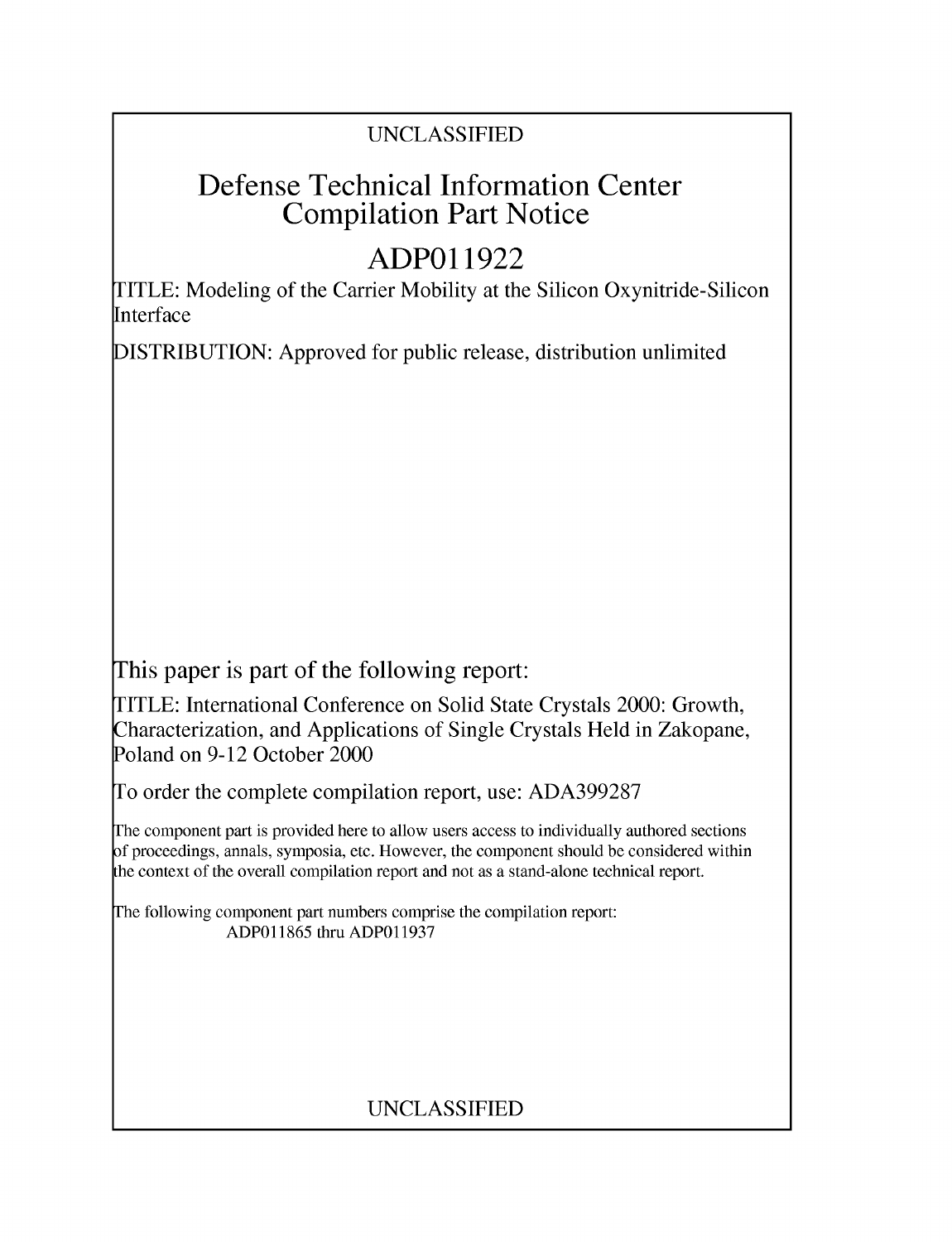UNCLASSIFIED

# Defense Technical Information Center Compilation Part Notice

## ADP011922

TITLE: Modeling of the Carrier Mobility at the Silicon Oxynitride-Silicon Interface

DISTRIBUTION: Approved for public release, distribution unlimited

This paper is part of the following report:

TITLE: International Conference on Solid State Crystals 2000: Growth, Characterization, and Applications of Single Crystals Held in Zakopane, Poland on 9-12 October 2000

To order the complete compilation report, use: ADA399287

The component part is provided here to allow users access to individually authored sections of proceedings, annals, symposia, etc. However, the component should be considered within the context of the overall compilation report and not as a stand-alone technical report.

The following component part numbers comprise the compilation report:
ADP011865 thru ADP011937

UNCLASSIFIED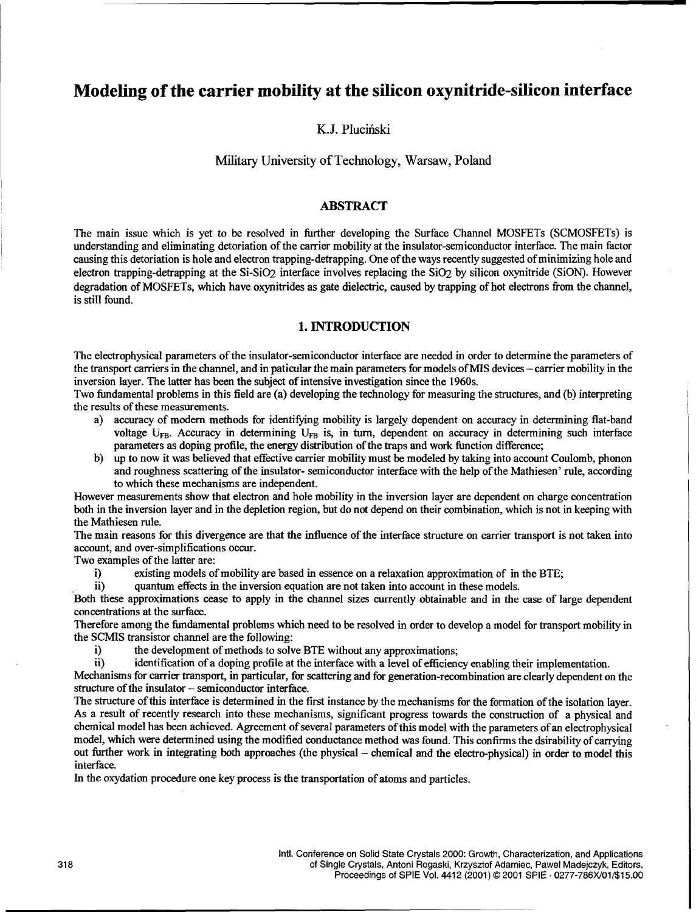# Modeling of the carrier mobility at the silicon oxynitride-silicon interface

K.J. Pluciński

Military University of Technology, Warsaw, Poland

## ABSTRACT

The main issue which is yet to be resolved in further developing the Surface Channel MOSFETs (SCMOSFETs) is understanding and eliminating detoriation of the carrier mobility at the insulator-semiconductor interface. The main factor causing this detoriation is hole and electron trapping-detrapping. One of the ways recently suggested of minimizing hole and electron trapping-detrapping at the Si-$SiO_2$ interface involves replacing the $SiO_2$ by silicon oxynitride (SiON). However degradation of MOSFETs, which have oxynitrides as gate dielectric, caused by trapping of hot electrons from the channel, is still found.

## 1. INTRODUCTION

The electrophysical parameters of the insulator-semiconductor interface are needed in order to determine the parameters of the transport carriers in the channel, and in paticular the main parameters for models of MIS devices – carrier mobility in the inversion layer. The latter has been the subject of intensive investigation since the 1960s.

Two fundamental problems in this field are (a) developing the technology for measuring the structures, and (b) interpreting the results of these measurements.

a) accuracy of modern methods for identifying mobility is largely dependent on accuracy in determining flat-band voltage $U_{FB}$. Accuracy in determining $U_{FB}$ is, in turn, dependent on accuracy in determining such interface parameters as doping profile, the energy distribution of the traps and work function difference;
b) up to now it was believed that effective carrier mobility must be modeled by taking into account Coulomb, phonon and roughness scattering of the insulator- semiconductor interface with the help of the Mathiesen' rule, according to which these mechanisms are independent.

However measurements show that electron and hole mobility in the inversion layer are dependent on charge concentration both in the inversion layer and in the depletion region, but do not depend on their combination, which is not in keeping with the Mathiesen rule.

The main reasons for this divergence are that the influence of the interface structure on carrier transport is not taken into account, and over-simplifications occur.

Two examples of the latter are:

i) existing models of mobility are based in essence on a relaxation approximation of in the BTE;
ii) quantum effects in the inversion equation are not taken into account in these models.

Both these approximations cease to apply in the channel sizes currently obtainable and in the case of large dependent concentrations at the surface.

Therefore among the fundamental problems which need to be resolved in order to develop a model for transport mobility in the SCMIS transistor channel are the following:

i) the development of methods to solve BTE without any approximations;
ii) identification of a doping profile at the interface with a level of efficiency enabling their implementation.

Mechanisms for carrier transport, in particular, for scattering and for generation-recombination are clearly dependent on the structure of the insulator – semiconductor interface.

The structure of this interface is determined in the first instance by the mechanisms for the formation of the isolation layer. As a result of recently research into these mechanisms, significant progress towards the construction of a physical and chemical model has been achieved. Agreement of several parameters of this model with the parameters of an electrophysical model, which were determined using the modified conductance method was found. This confirms the dsirability of carrying out further work in integrating both approaches (the physical – chemical and the electro-physical) in order to model this interface.

In the oxydation procedure one key process is the transportation of atoms and particles.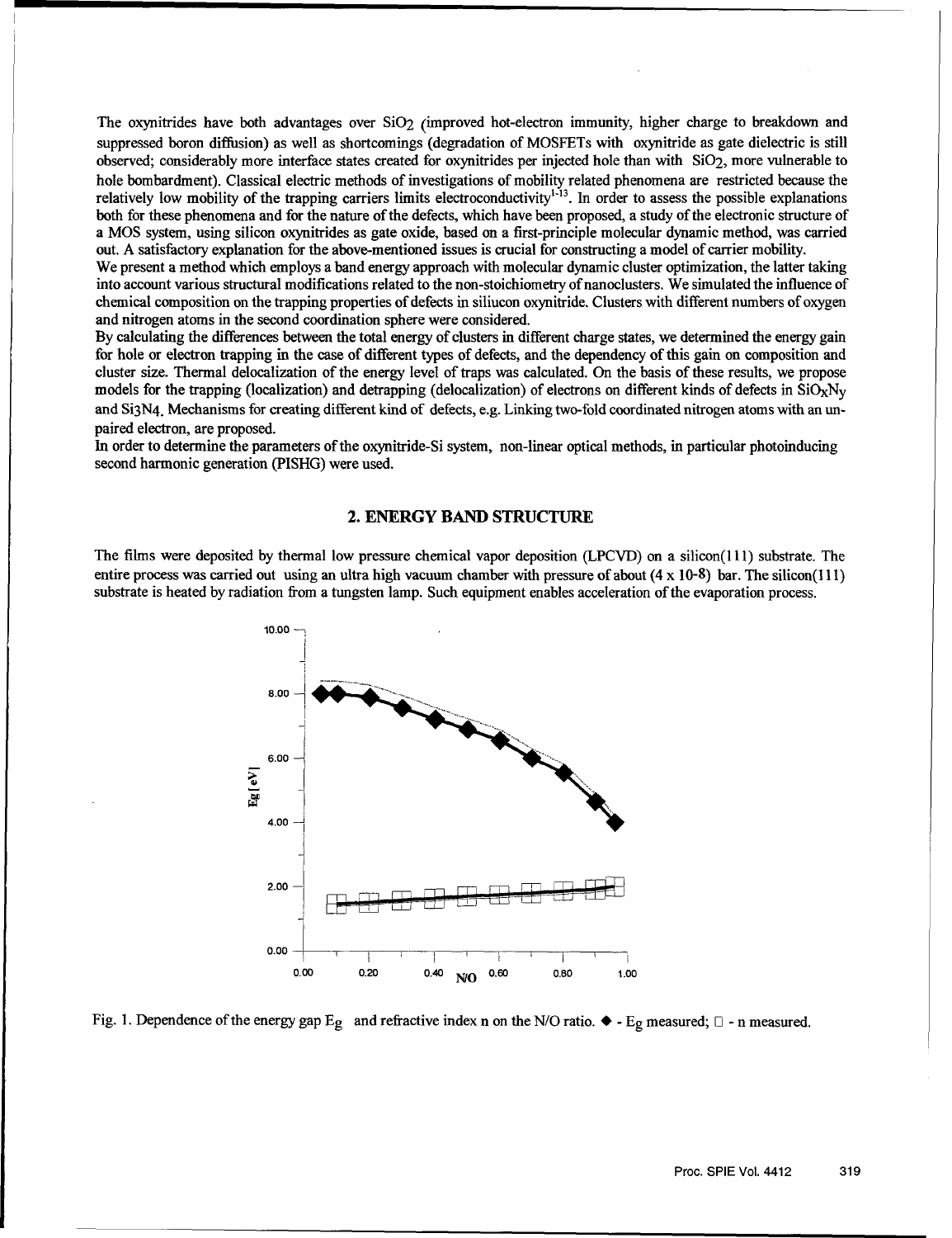The oxynitrides have both advantages over $SiO_2$ (improved hot-electron immunity, higher charge to breakdown and suppressed boron diffusion) as well as shortcomings (degradation of MOSFETs with oxynitride as gate dielectric is still observed; considerably more interface states created for oxynitrides per injected hole than with $SiO_2$, more vulnerable to hole bombardment). Classical electric methods of investigations of mobility related phenomena are restricted because the relatively low mobility of the trapping carriers limits electroconductivity[1-13]. In order to assess the possible explanations both for these phenomena and for the nature of the defects, which have been proposed, a study of the electronic structure of a MOS system, using silicon oxynitrides as gate oxide, based on a first-principle molecular dynamic method, was carried out. A satisfactory explanation for the above-mentioned issues is crucial for constructing a model of carrier mobility.

We present a method which employs a band energy approach with molecular dynamic cluster optimization, the latter taking into account various structural modifications related to the non-stoichiometry of nanoclusters. We simulated the influence of chemical composition on the trapping properties of defects in siliucon oxynitride. Clusters with different numbers of oxygen and nitrogen atoms in the second coordination sphere were considered.

By calculating the differences between the total energy of clusters in different charge states, we determined the energy gain for hole or electron trapping in the case of different types of defects, and the dependency of this gain on composition and cluster size. Thermal delocalization of the energy level of traps was calculated. On the basis of these results, we propose models for the trapping (localization) and detrapping (delocalization) of electrons on different kinds of defects in $SiO_xN_y$ and $Si_3N_4$. Mechanisms for creating different kind of defects, e.g. Linking two-fold coordinated nitrogen atoms with an unpaired electron, are proposed.

In order to determine the parameters of the oxynitride-Si system, non-linear optical methods, in particular photoinducing second harmonic generation (PISHG) were used.

## 2. ENERGY BAND STRUCTURE

The films were deposited by thermal low pressure chemical vapor deposition (LPCVD) on a silicon(111) substrate. The entire process was carried out using an ultra high vacuum chamber with pressure of about ($4 \times 10^{-8}$) bar. The silicon(111) substrate is heated by radiation from a tungsten lamp. Such equipment enables acceleration of the evaporation process.

Fig. 1. Dependence of the energy gap $E_g$ and refractive index n on the N/O ratio. ◆ - $E_g$ measured; □ - n measured.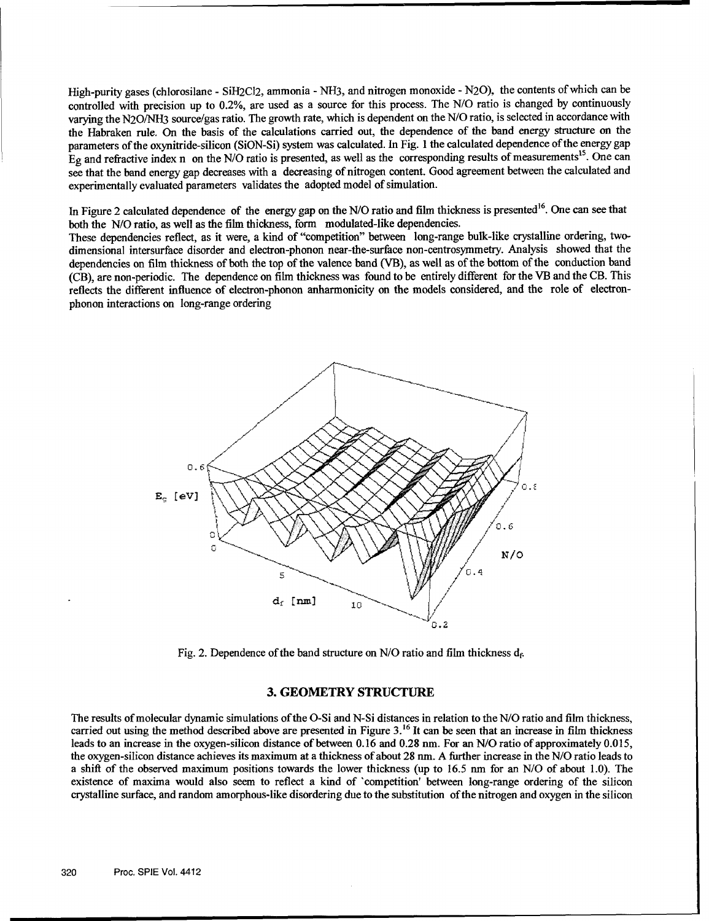High-purity gases (chlorosilane - $SiH_2Cl_2$, ammonia - $NH_3$, and nitrogen monoxide - $N_2O$), the contents of which can be controlled with precision up to 0.2%, are used as a source for this process. The N/O ratio is changed by continuously varying the $N_2O/NH_3$ source/gas ratio. The growth rate, which is dependent on the N/O ratio, is selected in accordance with the Habraken rule. On the basis of the calculations carried out, the dependence of the band energy structure on the parameters of the oxynitride-silicon (SiON-Si) system was calculated. In Fig. 1 the calculated dependence of the energy gap $E_g$ and refractive index n on the N/O ratio is presented, as well as the corresponding results of measurements[15]. One can see that the band energy gap decreases with a decreasing of nitrogen content. Good agreement between the calculated and experimentally evaluated parameters validates the adopted model of simulation.

In Figure 2 calculated dependence of the energy gap on the N/O ratio and film thickness is presented[16]. One can see that both the N/O ratio, as well as the film thickness, form modulated-like dependencies.

These dependencies reflect, as it were, a kind of "competition" between long-range bulk-like crystalline ordering, two-dimensional intersurface disorder and electron-phonon near-the-surface non-centrosymmetry. Analysis showed that the dependencies on film thickness of both the top of the valence band (VB), as well as of the bottom of the conduction band (CB), are non-periodic. The dependence on film thickness was found to be entirely different for the VB and the CB. This reflects the different influence of electron-phonon anharmonicity on the models considered, and the role of electron-phonon interactions on long-range ordering

Fig. 2. Dependence of the band structure on N/O ratio and film thickness $d_f$.

## 3. GEOMETRY STRUCTURE

The results of molecular dynamic simulations of the O-Si and N-Si distances in relation to the N/O ratio and film thickness, carried out using the method described above are presented in Figure 3.[16] It can be seen that an increase in film thickness leads to an increase in the oxygen-silicon distance of between 0.16 and 0.28 nm. For an N/O ratio of approximately 0.015, the oxygen-silicon distance achieves its maximum at a thickness of about 28 nm. A further increase in the N/O ratio leads to a shift of the observed maximum positions towards the lower thickness (up to 16.5 nm for an N/O of about 1.0). The existence of maxima would also seem to reflect a kind of 'competition' between long-range ordering of the silicon crystalline surface, and random amorphous-like disordering due to the substitution of the nitrogen and oxygen in the silicon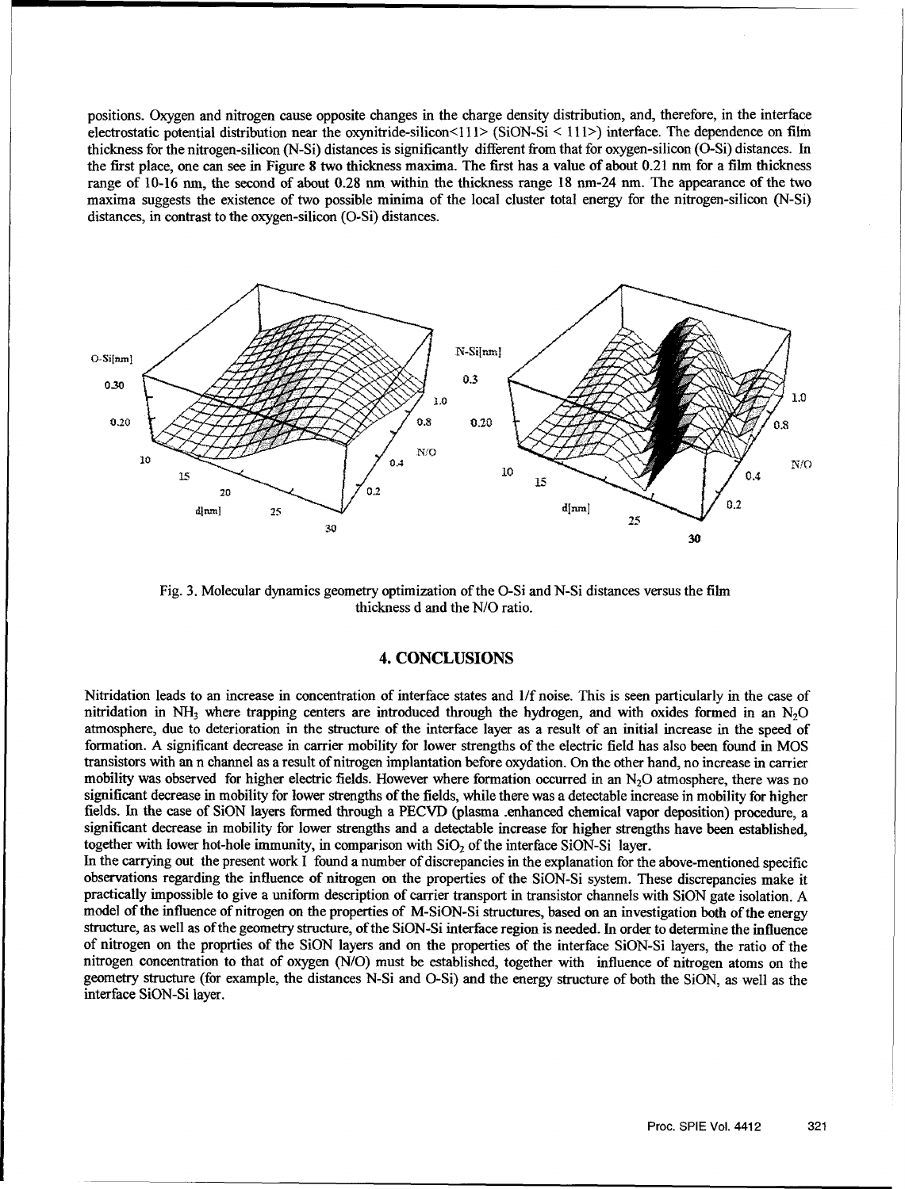positions. Oxygen and nitrogen cause opposite changes in the charge density distribution, and, therefore, in the interface electrostatic potential distribution near the oxynitride-silicon<111> (SiON-Si < 111>) interface. The dependence on film thickness for the nitrogen-silicon (N-Si) distances is significantly different from that for oxygen-silicon (O-Si) distances. In the first place, one can see in Figure 8 two thickness maxima. The first has a value of about 0.21 nm for a film thickness range of 10-16 nm, the second of about 0.28 nm within the thickness range 18 nm-24 nm. The appearance of the two maxima suggests the existence of two possible minima of the local cluster total energy for the nitrogen-silicon (N-Si) distances, in contrast to the oxygen-silicon (O-Si) distances.

Fig. 3. Molecular dynamics geometry optimization of the O-Si and N-Si distances versus the film thickness d and the N/O ratio.

## 4. CONCLUSIONS

Nitridation leads to an increase in concentration of interface states and 1/f noise. This is seen particularly in the case of nitridation in $NH_3$ where trapping centers are introduced through the hydrogen, and with oxides formed in an $N_2O$ atmosphere, due to deterioration in the structure of the interface layer as a result of an initial increase in the speed of formation. A significant decrease in carrier mobility for lower strengths of the electric field has also been found in MOS transistors with an n channel as a result of nitrogen implantation before oxydation. On the other hand, no increase in carrier mobility was observed for higher electric fields. However where formation occurred in an $N_2O$ atmosphere, there was no significant decrease in mobility for lower strengths of the fields, while there was a detectable increase in mobility for higher fields. In the case of SiON layers formed through a PECVD (plasma .enhanced chemical vapor deposition) procedure, a significant decrease in mobility for lower strengths and a detectable increase for higher strengths have been established, together with lower hot-hole immunity, in comparison with $SiO_2$ of the interface SiON-Si layer.

In the carrying out the present work I found a number of discrepancies in the explanation for the above-mentioned specific observations regarding the influence of nitrogen on the properties of the SiON-Si system. These discrepancies make it practically impossible to give a uniform description of carrier transport in transistor channels with SiON gate isolation. A model of the influence of nitrogen on the properties of M-SiON-Si structures, based on an investigation both of the energy structure, as well as of the geometry structure, of the SiON-Si interface region is needed. In order to determine the influence of nitrogen on the proprties of the SiON layers and on the properties of the interface SiON-Si layers, the ratio of the nitrogen concentration to that of oxygen (N/O) must be established, together with influence of nitrogen atoms on the geometry structure (for example, the distances N-Si and O-Si) and the energy structure of both the SiON, as well as the interface SiON-Si layer.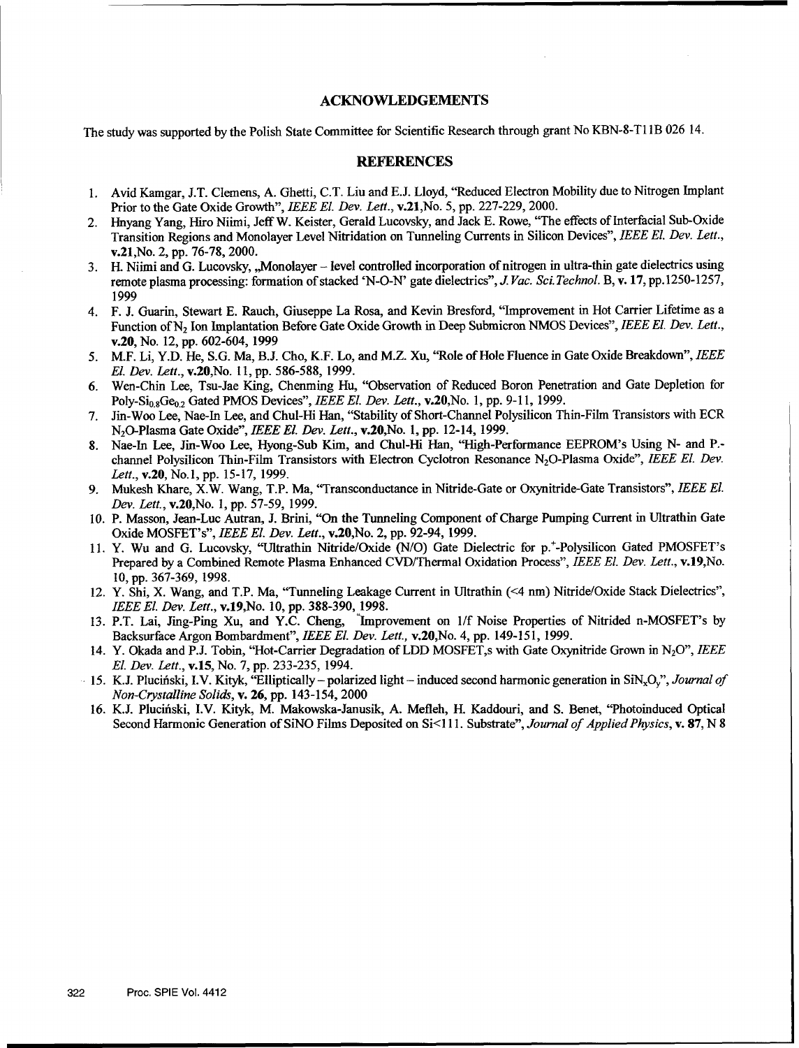## ACKNOWLEDGEMENTS

The study was supported by the Polish State Committee for Scientific Research through grant No KBN-8-T11B 026 14.

## REFERENCES

1. Avid Kamgar, J.T. Clemens, A. Ghetti, C.T. Liu and E.J. Lloyd, "Reduced Electron Mobility due to Nitrogen Implant Prior to the Gate Oxide Growth", *IEEE El. Dev. Lett.*, **v.21**,No. 5, pp. 227-229, 2000.
2. Hnyang Yang, Hiro Niimi, Jeff W. Keister, Gerald Lucovsky, and Jack E. Rowe, "The effects of Interfacial Sub-Oxide Transition Regions and Monolayer Level Nitridation on Tunneling Currents in Silicon Devices", *IEEE El. Dev. Lett.*, **v.21**,No. 2, pp. 76-78, 2000.
3. H. Niimi and G. Lucovsky, „Monolayer – level controlled incorporation of nitrogen in ultra-thin gate dielectrics using remote plasma processing: formation of stacked 'N-O-N' gate dielectrics", *J. Vac. Sci.Technol.* B, **v. 17**, pp.1250-1257, 1999
4. F. J. Guarin, Stewart E. Rauch, Giuseppe La Rosa, and Kevin Bresford, "Improvement in Hot Carrier Lifetime as a Function of $N_2$ Ion Implantation Before Gate Oxide Growth in Deep Submicron NMOS Devices", *IEEE El. Dev. Lett.*, **v.20**, No. 12, pp. 602-604, 1999
5. M.F. Li, Y.D. He, S.G. Ma, B.J. Cho, K.F. Lo, and M.Z. Xu, "Role of Hole Fluence in Gate Oxide Breakdown", *IEEE El. Dev. Lett.*, **v.20**,No. 11, pp. 586-588, 1999.
6. Wen-Chin Lee, Tsu-Jae King, Chenming Hu, "Observation of Reduced Boron Penetration and Gate Depletion for Poly-$Si_{0.8}Ge_{0.2}$ Gated PMOS Devices", *IEEE El. Dev. Lett.*, **v.20**,No. 1, pp. 9-11, 1999.
7. Jin-Woo Lee, Nae-In Lee, and Chul-Hi Han, "Stability of Short-Channel Polysilicon Thin-Film Transistors with ECR $N_2O$-Plasma Gate Oxide", *IEEE El. Dev. Lett.*, **v.20**,No. 1, pp. 12-14, 1999.
8. Nae-In Lee, Jin-Woo Lee, Hyong-Sub Kim, and Chul-Hi Han, "High-Performance EEPROM's Using N- and P.-channel Polysilicon Thin-Film Transistors with Electron Cyclotron Resonance $N_2O$-Plasma Oxide", *IEEE El. Dev. Lett.*, **v.20**, No.1, pp. 15-17, 1999.
9. Mukesh Khare, X.W. Wang, T.P. Ma, "Transconductance in Nitride-Gate or Oxynitride-Gate Transistors", *IEEE El. Dev. Lett.*, **v.20**,No. 1, pp. 57-59, 1999.
10. P. Masson, Jean-Luc Autran, J. Brini, "On the Tunneling Component of Charge Pumping Current in Ultrathin Gate Oxide MOSFET's", *IEEE El. Dev. Lett.*, **v.20**,No. 2, pp. 92-94, 1999.
11. Y. Wu and G. Lucovsky, "Ultrathin Nitride/Oxide (N/O) Gate Dielectric for $p^+$-Polysilicon Gated PMOSFET's Prepared by a Combined Remote Plasma Enhanced CVD/Thermal Oxidation Process", *IEEE El. Dev. Lett.*, **v.19**,No. 10, pp. 367-369, 1998.
12. Y. Shi, X. Wang, and T.P. Ma, "Tunneling Leakage Current in Ultrathin (<4 nm) Nitride/Oxide Stack Dielectrics", *IEEE El. Dev. Lett.*, **v.19**,No. 10, pp. 388-390, 1998.
13. P.T. Lai, Jing-Ping Xu, and Y.C. Cheng, "Improvement on 1/f Noise Properties of Nitrided n-MOSFET's by Backsurface Argon Bombardment", *IEEE El. Dev. Lett.*, **v.20**,No. 4, pp. 149-151, 1999.
14. Y. Okada and P.J. Tobin, "Hot-Carrier Degradation of LDD MOSFET,s with Gate Oxynitride Grown in $N_2O$", *IEEE El. Dev. Lett.*, **v.15**, No. 7, pp. 233-235, 1994.
15. K.J. Pluciński, I.V. Kityk, "Elliptically – polarized light – induced second harmonic generation in $SiN_xO_y$", *Journal of Non-Crystalline Solids*, **v. 26**, pp. 143-154, 2000
16. K.J. Pluciński, I.V. Kityk, M. Makowska-Janusik, A. Mefleh, H. Kaddouri, and S. Benet, "Photoinduced Optical Second Harmonic Generation of SiNO Films Deposited on Si<111. Substrate", *Journal of Applied Physics*, **v. 87**, N 8